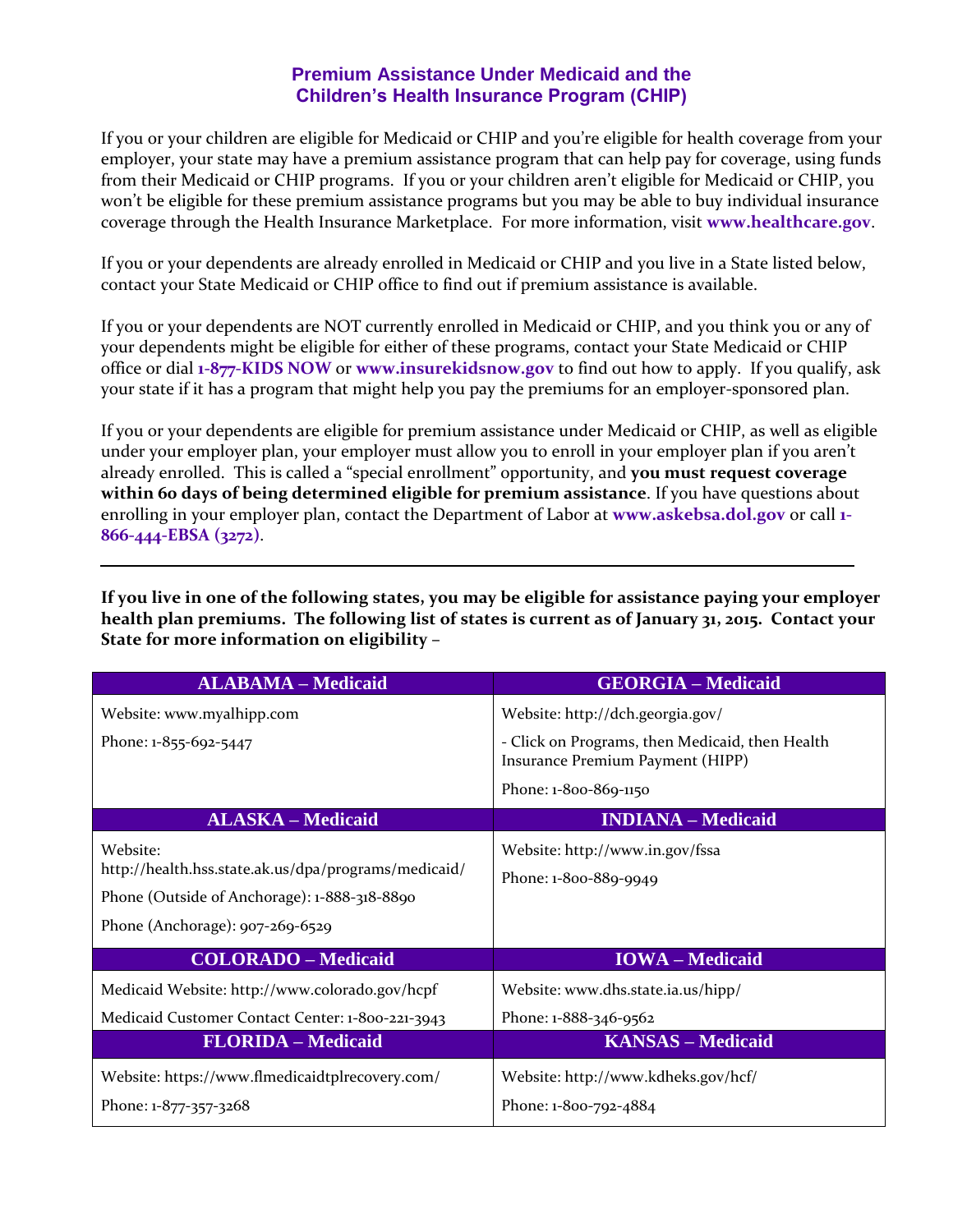# Premium Assistance Under Medicaid and the Children's Health Insurance Program (CHIP)

If you or your children are eligible for Medicaid or CHIP and you're eligible for health coverage from your employer, your state may have a premium assistance program that can help pay for coverage, using funds from their Medicaid or CHIP programs. If you or your children aren't eligible for Medicaid or CHIP, you won't be eligible for these premium assistance programs but you may be able to buy individual insurance coverage through the Health Insurance Marketplace. For more information, visit **www.healthcare.gov**.

If you or your dependents are already enrolled in Medicaid or CHIP and you live in a State listed below, contact your State Medicaid or CHIP office to find out if premium assistance is available.

If you or your dependents are NOT currently enrolled in Medicaid or CHIP, and you think you or any of your dependents might be eligible for either of these programs, contact your State Medicaid or CHIP office or dial **1-877-KIDS NOW** or **www.insurekidsnow.gov** to find out how to apply. If you qualify, ask your state if it has a program that might help you pay the premiums for an employer-sponsored plan.

If you or your dependents are eligible for premium assistance under Medicaid or CHIP, as well as eligible under your employer plan, your employer must allow you to enroll in your employer plan if you aren't already enrolled. This is called a "special enrollment" opportunity, and **you must request coverage within 60 days of being determined eligible for premium assistance**. If you have questions about enrolling in your employer plan, contact the Department of Labor at **www.askebsa.dol.gov** or call **1-866-444-EBSA (3272)**.

---

**If you live in one of the following states, you may be eligible for assistance paying your employer health plan premiums. The following list of states is current as of January 31, 2015. Contact your State for more information on eligibility –**

| ALABAMA – Medicaid | GEORGIA – Medicaid |
|---|---|
| Website: www.myalhipp.com<br>Phone: 1-855-692-5447 | Website: http://dch.georgia.gov/<br>- Click on Programs, then Medicaid, then Health Insurance Premium Payment (HIPP)<br>Phone: 1-800-869-1150 |
| **ALASKA – Medicaid** | **INDIANA – Medicaid** |
| Website: http://health.hss.state.ak.us/dpa/programs/medicaid/<br>Phone (Outside of Anchorage): 1-888-318-8890<br>Phone (Anchorage): 907-269-6529 | Website: http://www.in.gov/fssa<br>Phone: 1-800-889-9949 |
| **COLORADO – Medicaid** | **IOWA – Medicaid** |
| Medicaid Website: http://www.colorado.gov/hcpf<br>Medicaid Customer Contact Center: 1-800-221-3943 | Website: www.dhs.state.ia.us/hipp/<br>Phone: 1-888-346-9562 |
| **FLORIDA – Medicaid** | **KANSAS – Medicaid** |
| Website: https://www.flmedicaidtplrecovery.com/<br>Phone: 1-877-357-3268 | Website: http://www.kdheks.gov/hcf/<br>Phone: 1-800-792-4884 |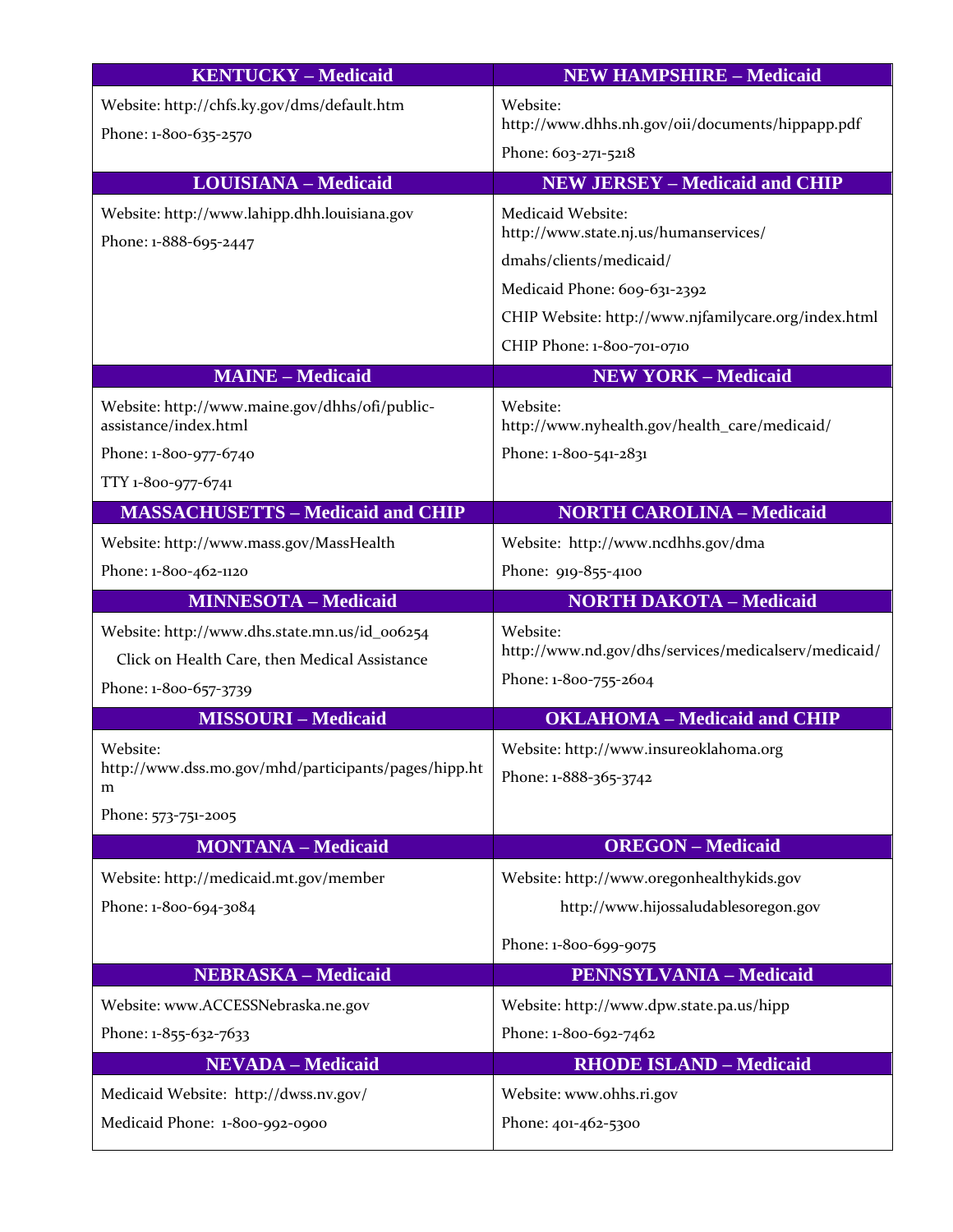| KENTUCKY – Medicaid | NEW HAMPSHIRE – Medicaid |
|---|---|
| Website: http://chfs.ky.gov/dms/default.htm<br>Phone: 1-800-635-2570 | Website: http://www.dhhs.nh.gov/oii/documents/hippapp.pdf<br>Phone: 603-271-5218 |
| **LOUISIANA – Medicaid** | **NEW JERSEY – Medicaid and CHIP** |
| Website: http://www.lahipp.dhh.louisiana.gov<br>Phone: 1-888-695-2447 | Medicaid Website: http://www.state.nj.us/humanservices/dmahs/clients/medicaid/<br>Medicaid Phone: 609-631-2392<br>CHIP Website: http://www.njfamilycare.org/index.html<br>CHIP Phone: 1-800-701-0710 |
| **MAINE – Medicaid** | **NEW YORK – Medicaid** |
| Website: http://www.maine.gov/dhhs/ofi/public-assistance/index.html<br>Phone: 1-800-977-6740<br>TTY 1-800-977-6741 | Website: http://www.nyhealth.gov/health_care/medicaid/<br>Phone: 1-800-541-2831 |
| **MASSACHUSETTS – Medicaid and CHIP** | **NORTH CAROLINA – Medicaid** |
| Website: http://www.mass.gov/MassHealth<br>Phone: 1-800-462-1120 | Website: http://www.ncdhhs.gov/dma<br>Phone: 919-855-4100 |
| **MINNESOTA – Medicaid** | **NORTH DAKOTA – Medicaid** |
| Website: http://www.dhs.state.mn.us/id_006254<br>Click on Health Care, then Medical Assistance<br>Phone: 1-800-657-3739 | Website: http://www.nd.gov/dhs/services/medicalserv/medicaid/<br>Phone: 1-800-755-2604 |
| **MISSOURI – Medicaid** | **OKLAHOMA – Medicaid and CHIP** |
| Website: http://www.dss.mo.gov/mhd/participants/pages/hipp.htm<br>Phone: 573-751-2005 | Website: http://www.insureoklahoma.org<br>Phone: 1-888-365-3742 |
| **MONTANA – Medicaid** | **OREGON – Medicaid** |
| Website: http://medicaid.mt.gov/member<br>Phone: 1-800-694-3084 | Website: http://www.oregonhealthykids.gov<br>http://www.hijossaludablesoregon.gov<br>Phone: 1-800-699-9075 |
| **NEBRASKA – Medicaid** | **PENNSYLVANIA – Medicaid** |
| Website: www.ACCESSNebraska.ne.gov<br>Phone: 1-855-632-7633 | Website: http://www.dpw.state.pa.us/hipp<br>Phone: 1-800-692-7462 |
| **NEVADA – Medicaid** | **RHODE ISLAND – Medicaid** |
| Medicaid Website: http://dwss.nv.gov/<br>Medicaid Phone: 1-800-992-0900 | Website: www.ohhs.ri.gov<br>Phone: 401-462-5300 |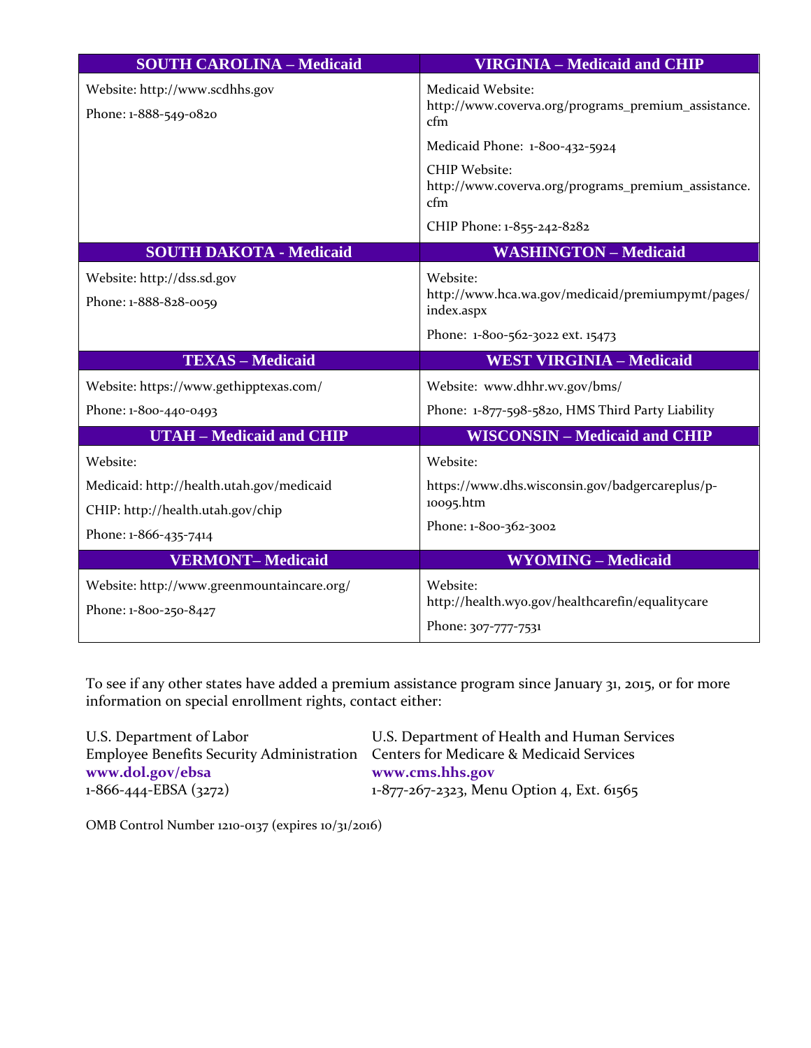| SOUTH CAROLINA – Medicaid | VIRGINIA – Medicaid and CHIP |
|---|---|
| Website: http://www.scdhhs.gov<br>Phone: 1-888-549-0820 | Medicaid Website: http://www.coverva.org/programs_premium_assistance.cfm<br>Medicaid Phone: 1-800-432-5924<br>CHIP Website: http://www.coverva.org/programs_premium_assistance.cfm<br>CHIP Phone: 1-855-242-8282 |
| **SOUTH DAKOTA - Medicaid** | **WASHINGTON – Medicaid** |
| Website: http://dss.sd.gov<br>Phone: 1-888-828-0059 | Website: http://www.hca.wa.gov/medicaid/premiumpymt/pages/index.aspx<br>Phone: 1-800-562-3022 ext. 15473 |
| **TEXAS – Medicaid** | **WEST VIRGINIA – Medicaid** |
| Website: https://www.gethipptexas.com/<br>Phone: 1-800-440-0493 | Website: www.dhhr.wv.gov/bms/<br>Phone: 1-877-598-5820, HMS Third Party Liability |
| **UTAH – Medicaid and CHIP** | **WISCONSIN – Medicaid and CHIP** |
| Website:<br>Medicaid: http://health.utah.gov/medicaid<br>CHIP: http://health.utah.gov/chip<br>Phone: 1-866-435-7414 | Website:<br>https://www.dhs.wisconsin.gov/badgercareplus/p-10095.htm<br>Phone: 1-800-362-3002 |
| **VERMONT– Medicaid** | **WYOMING – Medicaid** |
| Website: http://www.greenmountaincare.org/<br>Phone: 1-800-250-8427 | Website: http://health.wyo.gov/healthcarefin/equalitycare<br>Phone: 307-777-7531 |

To see if any other states have added a premium assistance program since January 31, 2015, or for more information on special enrollment rights, contact either:

U.S. Department of Labor
Employee Benefits Security Administration
**www.dol.gov/ebsa**
1-866-444-EBSA (3272)

U.S. Department of Health and Human Services
Centers for Medicare & Medicaid Services
**www.cms.hhs.gov**
1-877-267-2323, Menu Option 4, Ext. 61565

OMB Control Number 1210-0137 (expires 10/31/2016)